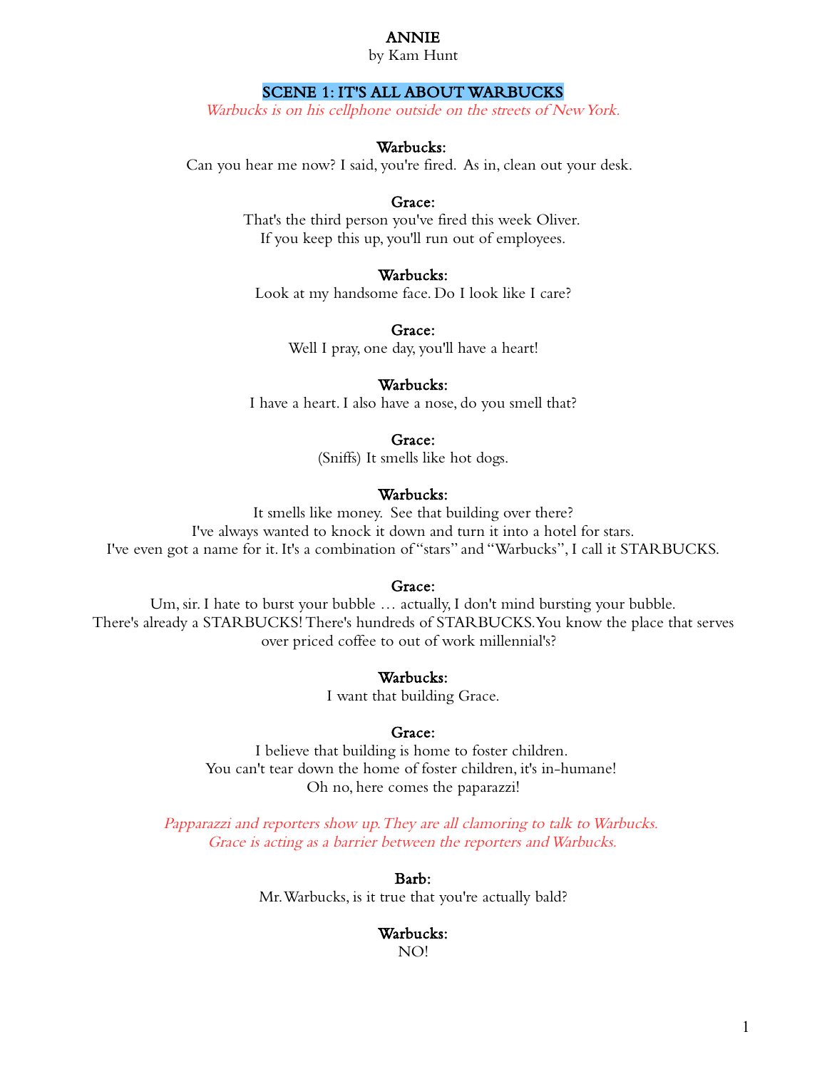# ANNIE

by Kam Hunt

## SCENE 1: IT'S ALL ABOUT WARBUCKS

*Warbucks is on his cellphone outside on the streets of New York.*

**Warbucks:**
Can you hear me now? I said, you're fired. As in, clean out your desk.

**Grace:**
That's the third person you've fired this week Oliver.
If you keep this up, you'll run out of employees.

**Warbucks:**
Look at my handsome face. Do I look like I care?

**Grace:**
Well I pray, one day, you'll have a heart!

**Warbucks:**
I have a heart. I also have a nose, do you smell that?

**Grace:**
(Sniffs) It smells like hot dogs.

**Warbucks:**
It smells like money. See that building over there?
I've always wanted to knock it down and turn it into a hotel for stars.
I've even got a name for it. It's a combination of "stars" and "Warbucks", I call it STARBUCKS.

**Grace:**
Um, sir. I hate to burst your bubble … actually, I don't mind bursting your bubble.
There's already a STARBUCKS! There's hundreds of STARBUCKS. You know the place that serves over priced coffee to out of work millennial's?

**Warbucks:**
I want that building Grace.

**Grace:**
I believe that building is home to foster children.
You can't tear down the home of foster children, it's in-humane!
Oh no, here comes the paparazzi!

*Papparazzi and reporters show up. They are all clamoring to talk to Warbucks.*
*Grace is acting as a barrier between the reporters and Warbucks.*

**Barb:**
Mr. Warbucks, is it true that you're actually bald?

**Warbucks:**
NO!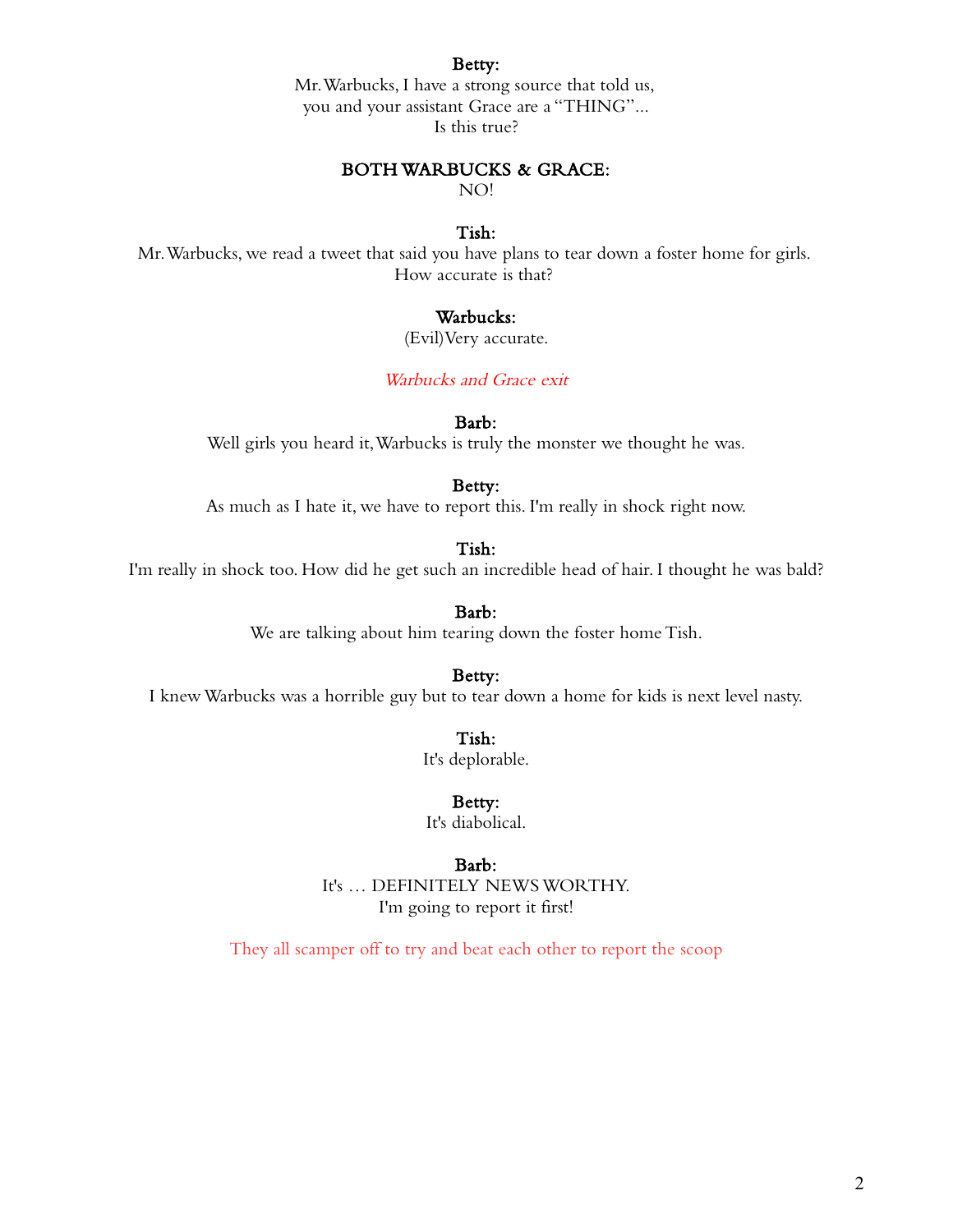**Betty:**

Mr. Warbucks, I have a strong source that told us,
you and your assistant Grace are a "THING"...
Is this true?

**BOTH WARBUCKS & GRACE:**

NO!

**Tish:**

Mr. Warbucks, we read a tweet that said you have plans to tear down a foster home for girls.
How accurate is that?

**Warbucks:**

(Evil) Very accurate.

*Warbucks and Grace exit*

**Barb:**

Well girls you heard it, Warbucks is truly the monster we thought he was.

**Betty:**

As much as I hate it, we have to report this. I'm really in shock right now.

**Tish:**

I'm really in shock too. How did he get such an incredible head of hair. I thought he was bald?

**Barb:**

We are talking about him tearing down the foster home Tish.

**Betty:**

I knew Warbucks was a horrible guy but to tear down a home for kids is next level nasty.

**Tish:**

It's deplorable.

**Betty:**

It's diabolical.

**Barb:**

It's … DEFINITELY NEWS WORTHY.
I'm going to report it first!

They all scamper off to try and beat each other to report the scoop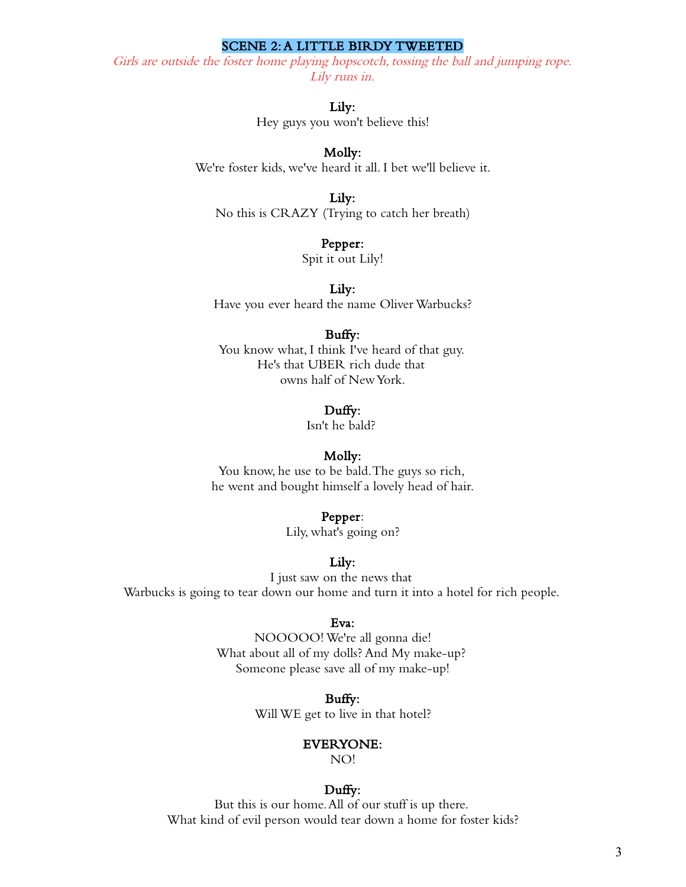## SCENE 2: A LITTLE BIRDY TWEETED

*Girls are outside the foster home playing hopscotch, tossing the ball and jumping rope. Lily runs in.*

**Lily:**
Hey guys you won't believe this!

**Molly:**
We're foster kids, we've heard it all. I bet we'll believe it.

**Lily:**
No this is CRAZY (Trying to catch her breath)

**Pepper:**
Spit it out Lily!

**Lily:**
Have you ever heard the name Oliver Warbucks?

**Buffy:**
You know what, I think I've heard of that guy.
He's that UBER rich dude that
owns half of New York.

**Duffy:**
Isn't he bald?

**Molly:**
You know, he use to be bald. The guys so rich,
he went and bought himself a lovely head of hair.

**Pepper**:
Lily, what's going on?

**Lily:**
I just saw on the news that
Warbucks is going to tear down our home and turn it into a hotel for rich people.

**Eva:**
NOOOOO! We're all gonna die!
What about all of my dolls? And My make-up?
Someone please save all of my make-up!

**Buffy:**
Will WE get to live in that hotel?

**EVERYONE:**
NO!

**Duffy:**
But this is our home. All of our stuff is up there.
What kind of evil person would tear down a home for foster kids?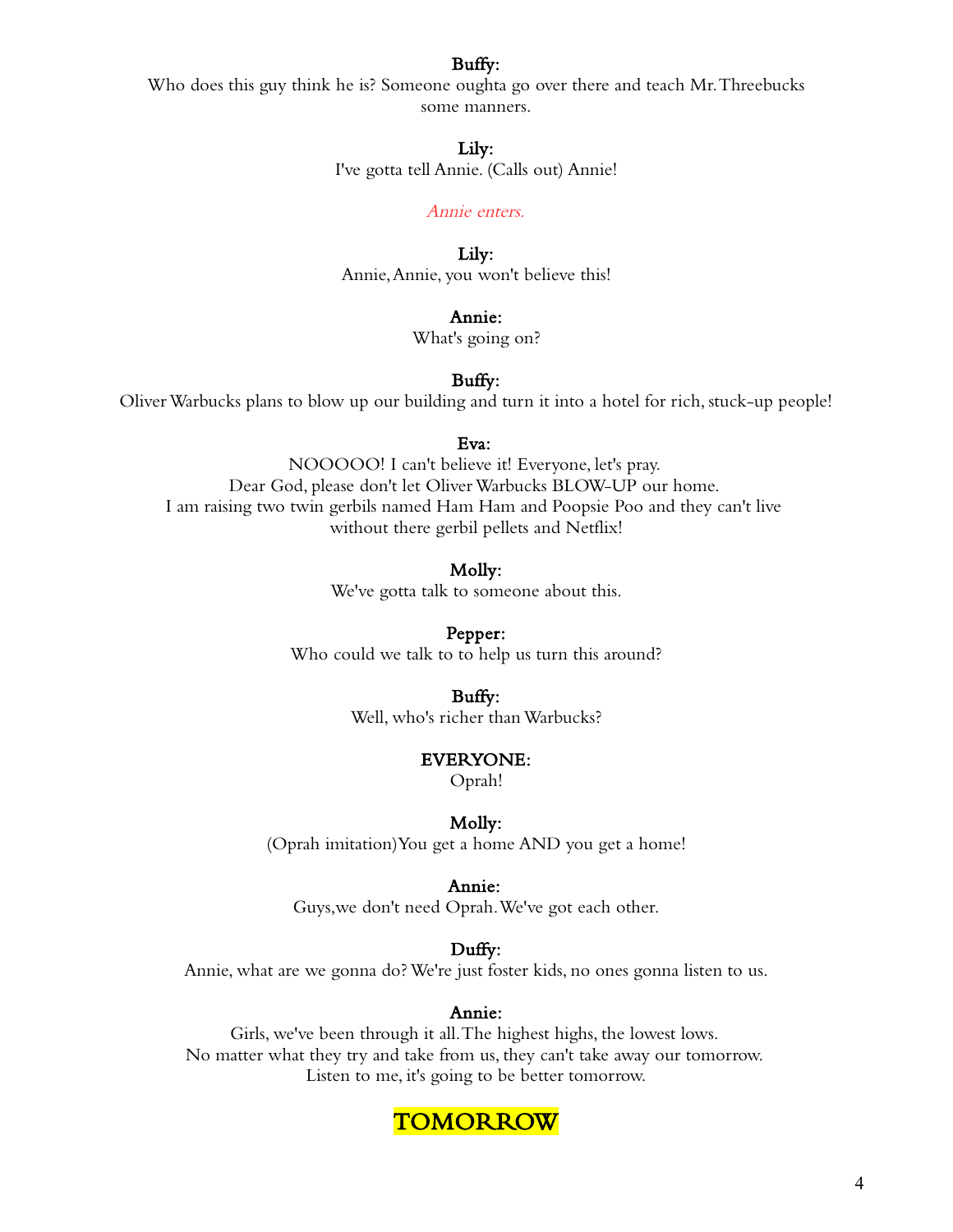**Buffy:**
Who does this guy think he is? Someone oughta go over there and teach Mr. Threebucks some manners.

**Lily:**
I've gotta tell Annie. (Calls out) Annie!

*Annie enters.*

**Lily:**
Annie, Annie, you won't believe this!

**Annie:**
What's going on?

**Buffy:**
Oliver Warbucks plans to blow up our building and turn it into a hotel for rich, stuck-up people!

**Eva:**
NOOOOO! I can't believe it! Everyone, let's pray.
Dear God, please don't let Oliver Warbucks BLOW-UP our home.
I am raising two twin gerbils named Ham Ham and Poopsie Poo and they can't live without there gerbil pellets and Netflix!

**Molly:**
We've gotta talk to someone about this.

**Pepper:**
Who could we talk to to help us turn this around?

**Buffy:**
Well, who's richer than Warbucks?

**EVERYONE:**
Oprah!

**Molly:**
(Oprah imitation)You get a home AND you get a home!

**Annie:**
Guys,we don't need Oprah. We've got each other.

**Duffy:**
Annie, what are we gonna do? We're just foster kids, no ones gonna listen to us.

**Annie:**
Girls, we've been through it all. The highest highs, the lowest lows.
No matter what they try and take from us, they can't take away our tomorrow.
Listen to me, it's going to be better tomorrow.

TOMORROW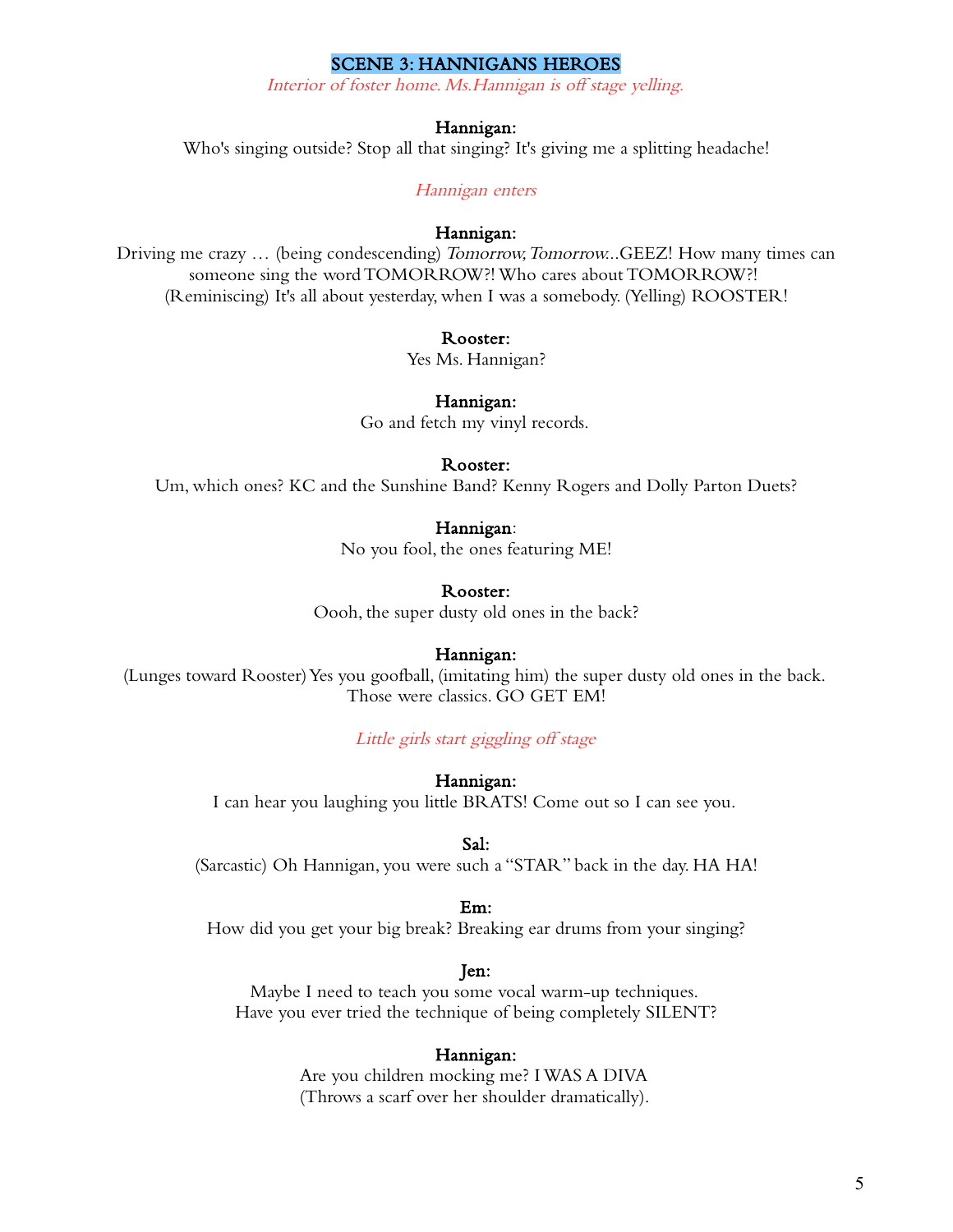## SCENE 3: HANNIGANS HEROES

*Interior of foster home. Ms.Hannigan is off stage yelling.*

**Hannigan:**
Who's singing outside? Stop all that singing? It's giving me a splitting headache!

*Hannigan enters*

**Hannigan:**
Driving me crazy … (being condescending) *Tomorrow, Tomorrow*...GEEZ! How many times can someone sing the word TOMORROW?! Who cares about TOMORROW?! (Reminiscing) It's all about yesterday, when I was a somebody. (Yelling) ROOSTER!

**Rooster:**
Yes Ms. Hannigan?

**Hannigan:**
Go and fetch my vinyl records.

**Rooster:**
Um, which ones? KC and the Sunshine Band? Kenny Rogers and Dolly Parton Duets?

**Hannigan**:
No you fool, the ones featuring ME!

**Rooster:**
Oooh, the super dusty old ones in the back?

**Hannigan:**
(Lunges toward Rooster) Yes you goofball, (imitating him) the super dusty old ones in the back. Those were classics. GO GET EM!

*Little girls start giggling off stage*

**Hannigan:**
I can hear you laughing you little BRATS! Come out so I can see you.

**Sal:**
(Sarcastic) Oh Hannigan, you were such a "STAR" back in the day. HA HA!

**Em:**
How did you get your big break? Breaking ear drums from your singing?

**Jen:**
Maybe I need to teach you some vocal warm-up techniques.
Have you ever tried the technique of being completely SILENT?

**Hannigan:**
Are you children mocking me? I WAS A DIVA
(Throws a scarf over her shoulder dramatically).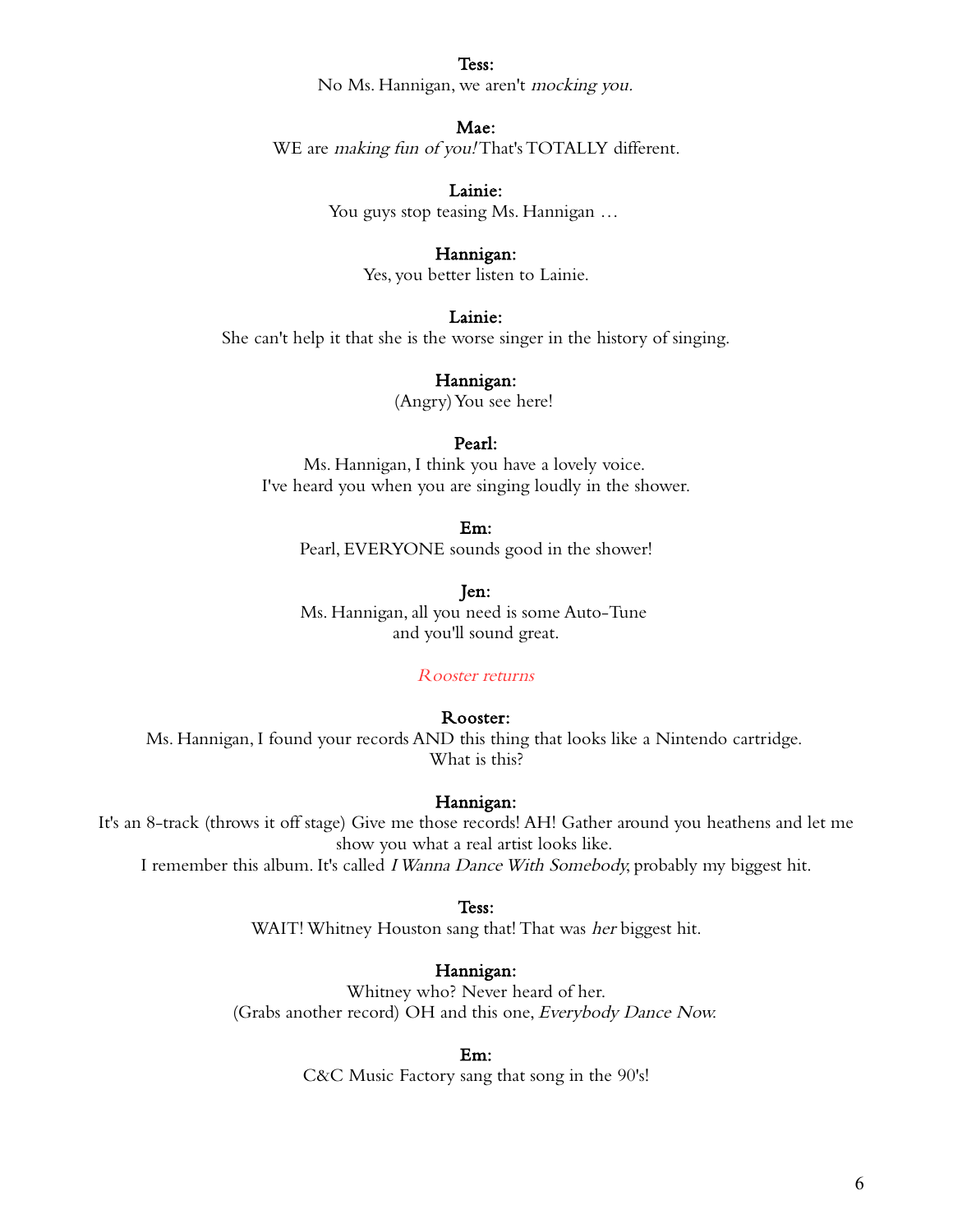**Tess:**
No Ms. Hannigan, we aren't *mocking you.*

**Mae:**
WE are *making fun of you!* That's TOTALLY different.

**Lainie:**
You guys stop teasing Ms. Hannigan …

**Hannigan:**
Yes, you better listen to Lainie.

**Lainie:**
She can't help it that she is the worse singer in the history of singing.

**Hannigan:**
(Angry) You see here!

**Pearl:**
Ms. Hannigan, I think you have a lovely voice.
I've heard you when you are singing loudly in the shower.

**Em:**
Pearl, EVERYONE sounds good in the shower!

**Jen:**
Ms. Hannigan, all you need is some Auto-Tune
and you'll sound great.

*Rooster returns*

**Rooster:**
Ms. Hannigan, I found your records AND this thing that looks like a Nintendo cartridge.
What is this?

**Hannigan:**
It's an 8-track (throws it off stage) Give me those records! AH! Gather around you heathens and let me show you what a real artist looks like.
I remember this album. It's called *I Wanna Dance With Somebody*, probably my biggest hit.

**Tess:**
WAIT! Whitney Houston sang that! That was *her* biggest hit.

**Hannigan:**
Whitney who? Never heard of her.
(Grabs another record) OH and this one, *Everybody Dance Now.*

**Em:**
C&C Music Factory sang that song in the 90's!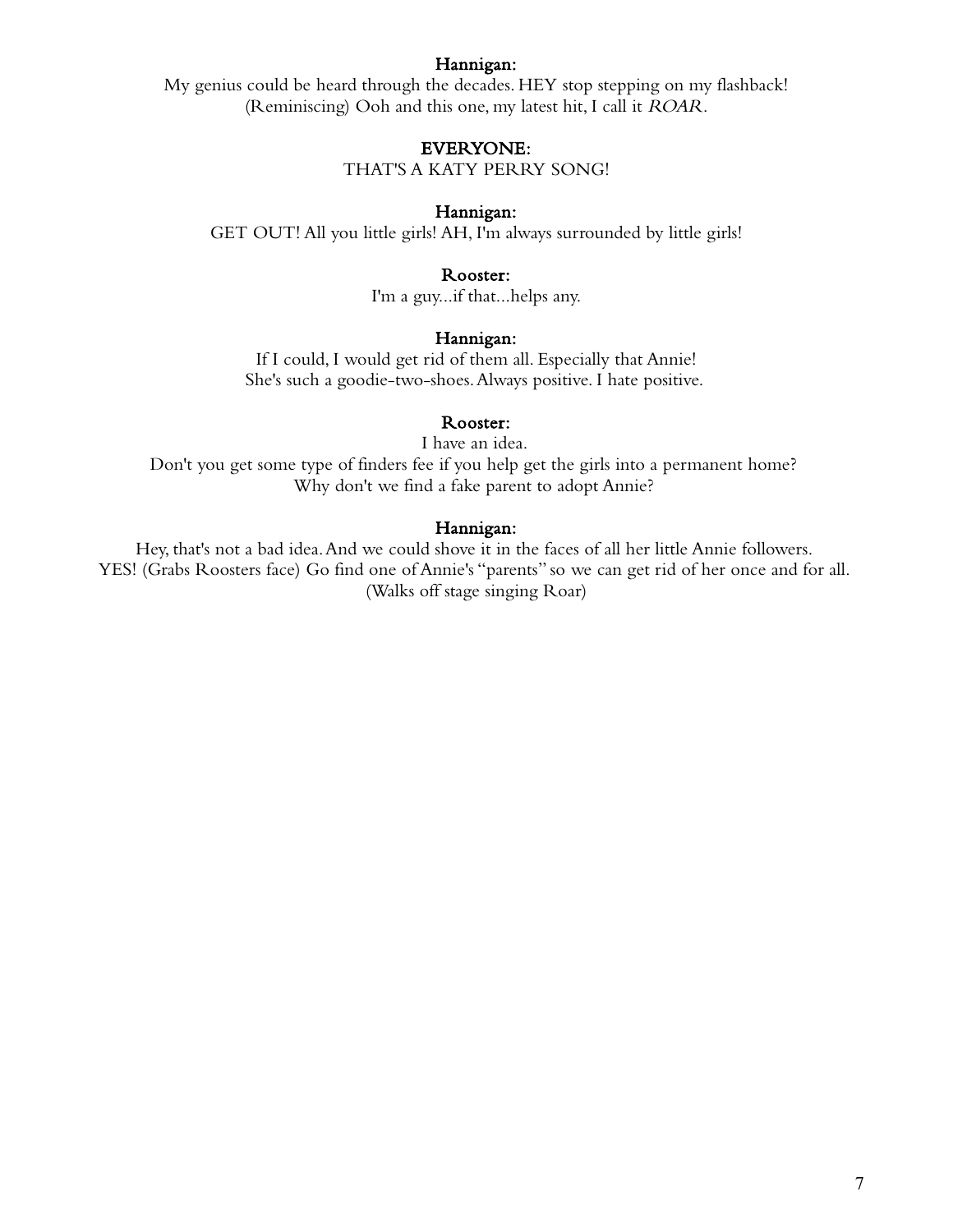**Hannigan:**

My genius could be heard through the decades. HEY stop stepping on my flashback!
(Reminiscing) Ooh and this one, my latest hit, I call it *ROAR*.

**EVERYONE:**

THAT'S A KATY PERRY SONG!

**Hannigan:**

GET OUT! All you little girls! AH, I'm always surrounded by little girls!

**Rooster:**

I'm a guy...if that...helps any.

**Hannigan:**

If I could, I would get rid of them all. Especially that Annie!
She's such a goodie-two-shoes. Always positive. I hate positive.

**Rooster:**

I have an idea.
Don't you get some type of finders fee if you help get the girls into a permanent home?
Why don't we find a fake parent to adopt Annie?

**Hannigan:**

Hey, that's not a bad idea. And we could shove it in the faces of all her little Annie followers.
YES! (Grabs Roosters face) Go find one of Annie's "parents" so we can get rid of her once and for all.
(Walks off stage singing Roar)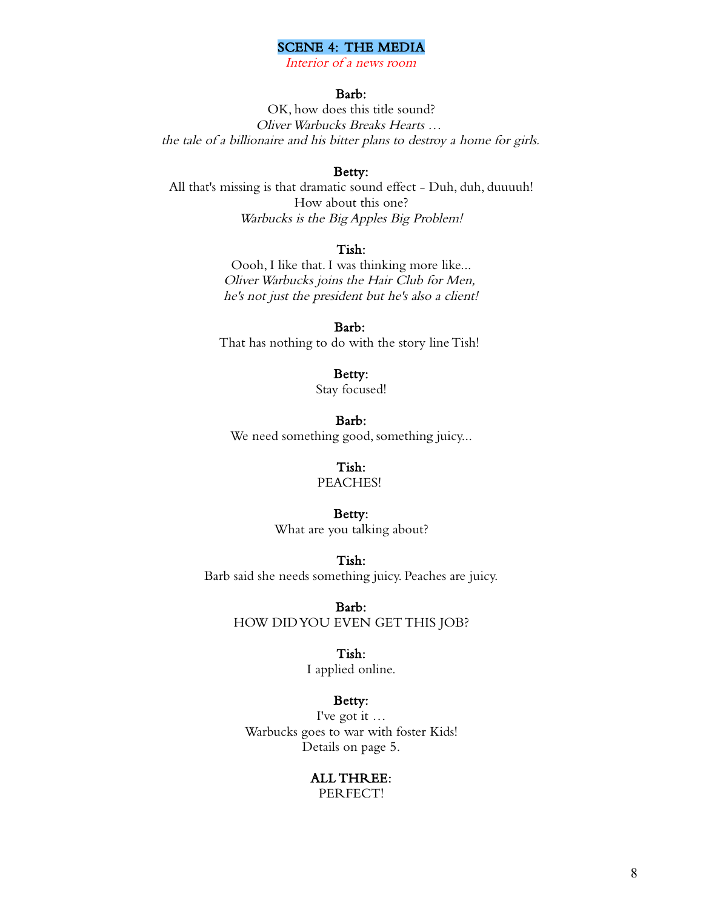## SCENE 4: THE MEDIA

*Interior of a news room*

**Barb:**
OK, how does this title sound?
*Oliver Warbucks Breaks Hearts …*
*the tale of a billionaire and his bitter plans to destroy a home for girls.*

**Betty:**
All that's missing is that dramatic sound effect - Duh, duh, duuuuh!
How about this one?
*Warbucks is the Big Apples Big Problem!*

**Tish:**
Oooh, I like that. I was thinking more like...
*Oliver Warbucks joins the Hair Club for Men,*
*he's not just the president but he's also a client!*

**Barb:**
That has nothing to do with the story line Tish!

**Betty:**
Stay focused!

**Barb:**
We need something good, something juicy...

**Tish:**
PEACHES!

**Betty:**
What are you talking about?

**Tish:**
Barb said she needs something juicy. Peaches are juicy.

**Barb:**
HOW DID YOU EVEN GET THIS JOB?

**Tish:**
I applied online.

**Betty:**
I've got it …
Warbucks goes to war with foster Kids!
Details on page 5.

**ALL THREE:**
PERFECT!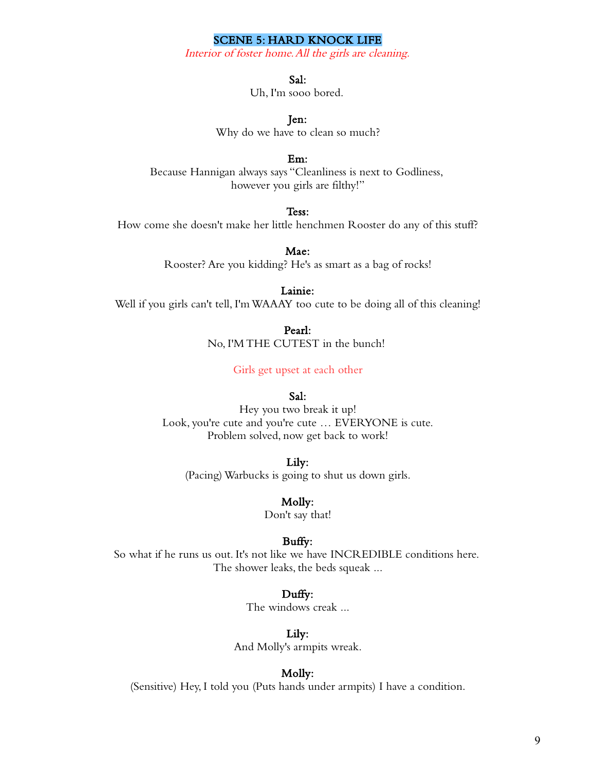## SCENE 5: HARD KNOCK LIFE

*Interior of foster home. All the girls are cleaning.*

**Sal:**
Uh, I'm sooo bored.

**Jen:**
Why do we have to clean so much?

**Em:**
Because Hannigan always says "Cleanliness is next to Godliness, however you girls are filthy!"

**Tess:**
How come she doesn't make her little henchmen Rooster do any of this stuff?

**Mae:**
Rooster? Are you kidding? He's as smart as a bag of rocks!

**Lainie:**
Well if you girls can't tell, I'm WAAAY too cute to be doing all of this cleaning!

**Pearl:**
No, I'M THE CUTEST in the bunch!

Girls get upset at each other

**Sal:**
Hey you two break it up!
Look, you're cute and you're cute … EVERYONE is cute.
Problem solved, now get back to work!

**Lily:**
(Pacing) Warbucks is going to shut us down girls.

**Molly:**
Don't say that!

**Buffy:**
So what if he runs us out. It's not like we have INCREDIBLE conditions here.
The shower leaks, the beds squeak ...

**Duffy:**
The windows creak ...

**Lily:**
And Molly's armpits wreak.

**Molly:**
(Sensitive) Hey, I told you (Puts hands under armpits) I have a condition.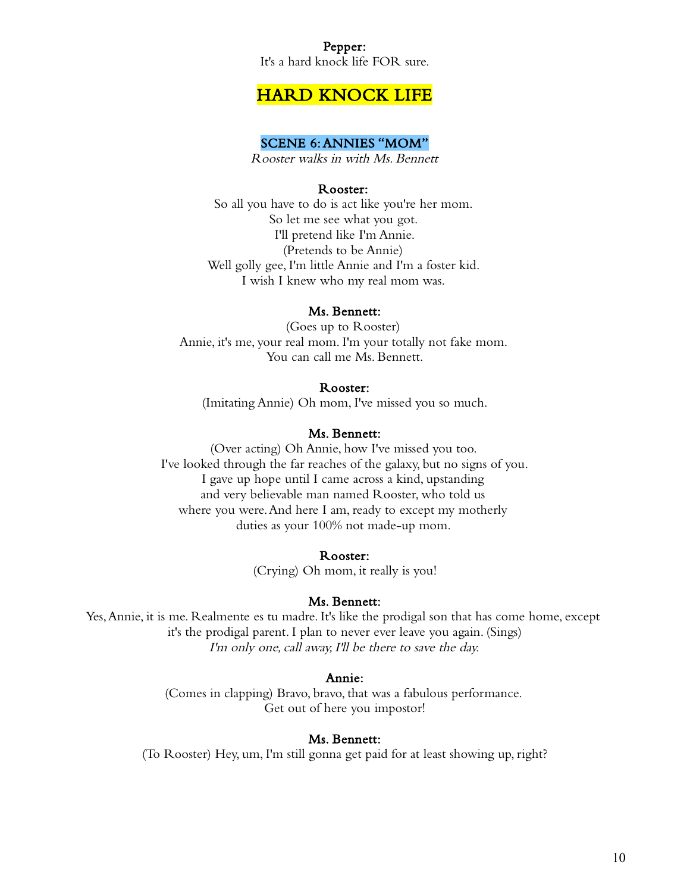**Pepper:**
It's a hard knock life FOR sure.

## HARD KNOCK LIFE

### SCENE 6: ANNIES "MOM"

*Rooster walks in with Ms. Bennett*

**Rooster:**
So all you have to do is act like you're her mom.
So let me see what you got.
I'll pretend like I'm Annie.
(Pretends to be Annie)
Well golly gee, I'm little Annie and I'm a foster kid.
I wish I knew who my real mom was.

**Ms. Bennett:**
(Goes up to Rooster)
Annie, it's me, your real mom. I'm your totally not fake mom.
You can call me Ms. Bennett.

**Rooster:**
(Imitating Annie) Oh mom, I've missed you so much.

**Ms. Bennett:**
(Over acting) Oh Annie, how I've missed you too.
I've looked through the far reaches of the galaxy, but no signs of you.
I gave up hope until I came across a kind, upstanding
and very believable man named Rooster, who told us
where you were. And here I am, ready to except my motherly
duties as your 100% not made-up mom.

**Rooster:**
(Crying) Oh mom, it really is you!

**Ms. Bennett:**
Yes, Annie, it is me. Realmente es tu madre. It's like the prodigal son that has come home, except it's the prodigal parent. I plan to never ever leave you again. (Sings)
*I'm only one, call away, I'll be there to save the day.*

**Annie:**
(Comes in clapping) Bravo, bravo, that was a fabulous performance.
Get out of here you impostor!

**Ms. Bennett:**
(To Rooster) Hey, um, I'm still gonna get paid for at least showing up, right?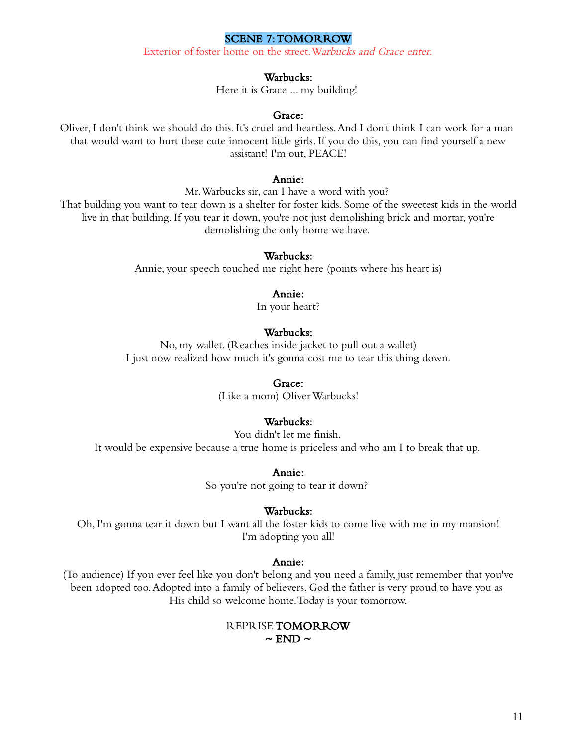## SCENE 7: TOMORROW

Exterior of foster home on the street. *Warbucks and Grace enter.*

**Warbucks:**
Here it is Grace ... my building!

**Grace:**
Oliver, I don't think we should do this. It's cruel and heartless. And I don't think I can work for a man that would want to hurt these cute innocent little girls. If you do this, you can find yourself a new assistant! I'm out, PEACE!

**Annie:**
Mr. Warbucks sir, can I have a word with you?
That building you want to tear down is a shelter for foster kids. Some of the sweetest kids in the world live in that building. If you tear it down, you're not just demolishing brick and mortar, you're demolishing the only home we have.

**Warbucks:**
Annie, your speech touched me right here (points where his heart is)

**Annie:**
In your heart?

**Warbucks:**
No, my wallet. (Reaches inside jacket to pull out a wallet)
I just now realized how much it's gonna cost me to tear this thing down.

**Grace:**
(Like a mom) Oliver Warbucks!

**Warbucks:**
You didn't let me finish.
It would be expensive because a true home is priceless and who am I to break that up.

**Annie:**
So you're not going to tear it down?

**Warbucks:**
Oh, I'm gonna tear it down but I want all the foster kids to come live with me in my mansion! I'm adopting you all!

**Annie:**
(To audience) If you ever feel like you don't belong and you need a family, just remember that you've been adopted too. Adopted into a family of believers. God the father is very proud to have you as His child so welcome home. Today is your tomorrow.

REPRISE **TOMORROW**
**~ END ~**